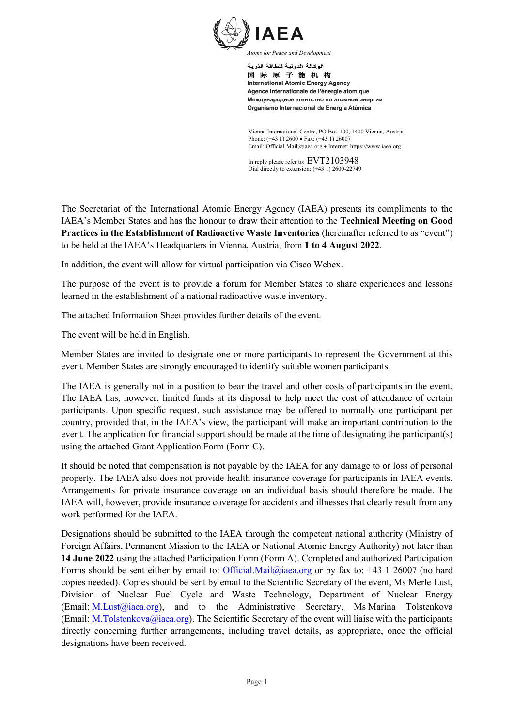IAEA

*Atoms for Peace and Development*

الوكالة الدولية للطاقة الذرية
国 际 原 子 能 机 构
International Atomic Energy Agency
Agence internationale de l'énergie atomique
Международное агентство по атомной энергии
Organismo Internacional de Energía Atómica

Vienna International Centre, PO Box 100, 1400 Vienna, Austria
Phone: (+43 1) 2600 • Fax: (+43 1) 26007
Email: Official.Mail@iaea.org • Internet: https://www.iaea.org

In reply please refer to: EVT2103948
Dial directly to extension: (+43 1) 2600-22749

The Secretariat of the International Atomic Energy Agency (IAEA) presents its compliments to the IAEA's Member States and has the honour to draw their attention to the **Technical Meeting on Good Practices in the Establishment of Radioactive Waste Inventories** (hereinafter referred to as "event") to be held at the IAEA's Headquarters in Vienna, Austria, from **1 to 4 August 2022**.

In addition, the event will allow for virtual participation via Cisco Webex.

The purpose of the event is to provide a forum for Member States to share experiences and lessons learned in the establishment of a national radioactive waste inventory.

The attached Information Sheet provides further details of the event.

The event will be held in English.

Member States are invited to designate one or more participants to represent the Government at this event. Member States are strongly encouraged to identify suitable women participants.

The IAEA is generally not in a position to bear the travel and other costs of participants in the event. The IAEA has, however, limited funds at its disposal to help meet the cost of attendance of certain participants. Upon specific request, such assistance may be offered to normally one participant per country, provided that, in the IAEA's view, the participant will make an important contribution to the event. The application for financial support should be made at the time of designating the participant(s) using the attached Grant Application Form (Form C).

It should be noted that compensation is not payable by the IAEA for any damage to or loss of personal property. The IAEA also does not provide health insurance coverage for participants in IAEA events. Arrangements for private insurance coverage on an individual basis should therefore be made. The IAEA will, however, provide insurance coverage for accidents and illnesses that clearly result from any work performed for the IAEA.

Designations should be submitted to the IAEA through the competent national authority (Ministry of Foreign Affairs, Permanent Mission to the IAEA or National Atomic Energy Authority) not later than **14 June 2022** using the attached Participation Form (Form A). Completed and authorized Participation Forms should be sent either by email to: Official.Mail@iaea.org or by fax to: +43 1 26007 (no hard copies needed). Copies should be sent by email to the Scientific Secretary of the event, Ms Merle Lust, Division of Nuclear Fuel Cycle and Waste Technology, Department of Nuclear Energy (Email: M.Lust@iaea.org), and to the Administrative Secretary, Ms Marina Tolstenkova (Email: M.Tolstenkova@iaea.org). The Scientific Secretary of the event will liaise with the participants directly concerning further arrangements, including travel details, as appropriate, once the official designations have been received.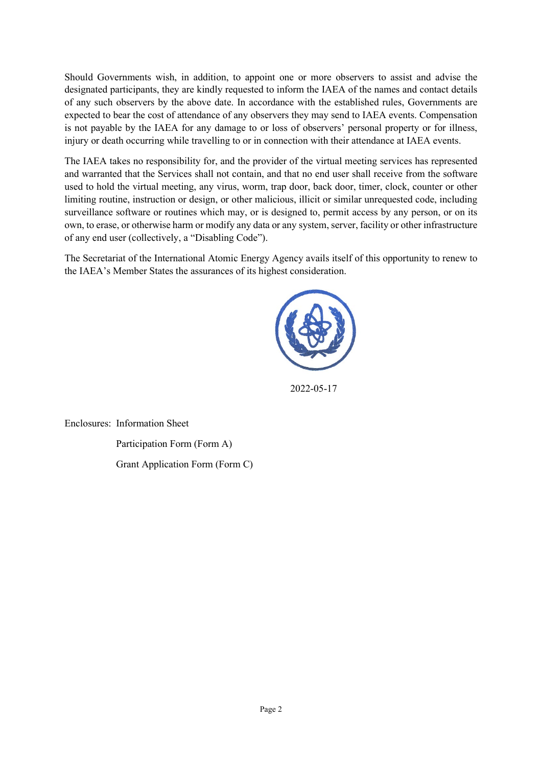Should Governments wish, in addition, to appoint one or more observers to assist and advise the designated participants, they are kindly requested to inform the IAEA of the names and contact details of any such observers by the above date. In accordance with the established rules, Governments are expected to bear the cost of attendance of any observers they may send to IAEA events. Compensation is not payable by the IAEA for any damage to or loss of observers' personal property or for illness, injury or death occurring while travelling to or in connection with their attendance at IAEA events.

The IAEA takes no responsibility for, and the provider of the virtual meeting services has represented and warranted that the Services shall not contain, and that no end user shall receive from the software used to hold the virtual meeting, any virus, worm, trap door, back door, timer, clock, counter or other limiting routine, instruction or design, or other malicious, illicit or similar unrequested code, including surveillance software or routines which may, or is designed to, permit access by any person, or on its own, to erase, or otherwise harm or modify any data or any system, server, facility or other infrastructure of any end user (collectively, a "Disabling Code").

The Secretariat of the International Atomic Energy Agency avails itself of this opportunity to renew to the IAEA's Member States the assurances of its highest consideration.

2022-05-17

Enclosures: Information Sheet

Participation Form (Form A)

Grant Application Form (Form C)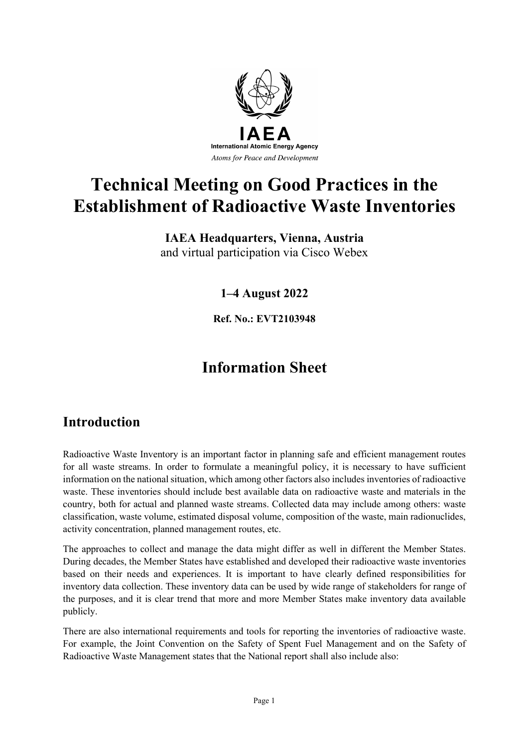IAEA

International Atomic Energy Agency

*Atoms for Peace and Development*

# Technical Meeting on Good Practices in the Establishment of Radioactive Waste Inventories

**IAEA Headquarters, Vienna, Austria**
and virtual participation via Cisco Webex

**1–4 August 2022**

**Ref. No.: EVT2103948**

# Information Sheet

## Introduction

Radioactive Waste Inventory is an important factor in planning safe and efficient management routes for all waste streams. In order to formulate a meaningful policy, it is necessary to have sufficient information on the national situation, which among other factors also includes inventories of radioactive waste. These inventories should include best available data on radioactive waste and materials in the country, both for actual and planned waste streams. Collected data may include among others: waste classification, waste volume, estimated disposal volume, composition of the waste, main radionuclides, activity concentration, planned management routes, etc.

The approaches to collect and manage the data might differ as well in different the Member States. During decades, the Member States have established and developed their radioactive waste inventories based on their needs and experiences. It is important to have clearly defined responsibilities for inventory data collection. These inventory data can be used by wide range of stakeholders for range of the purposes, and it is clear trend that more and more Member States make inventory data available publicly.

There are also international requirements and tools for reporting the inventories of radioactive waste. For example, the Joint Convention on the Safety of Spent Fuel Management and on the Safety of Radioactive Waste Management states that the National report shall also include also: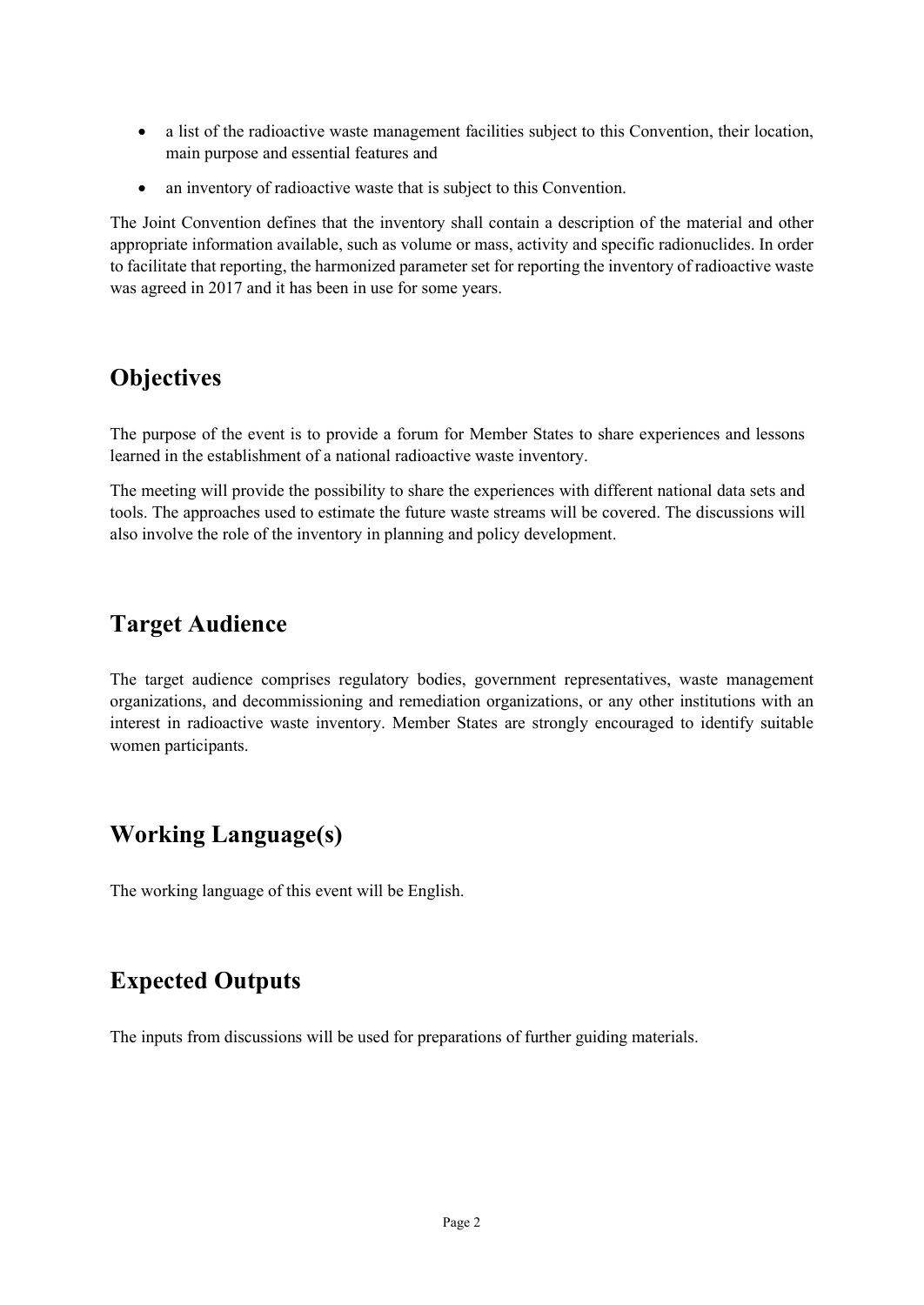- a list of the radioactive waste management facilities subject to this Convention, their location, main purpose and essential features and
- an inventory of radioactive waste that is subject to this Convention.

The Joint Convention defines that the inventory shall contain a description of the material and other appropriate information available, such as volume or mass, activity and specific radionuclides. In order to facilitate that reporting, the harmonized parameter set for reporting the inventory of radioactive waste was agreed in 2017 and it has been in use for some years.

## Objectives

The purpose of the event is to provide a forum for Member States to share experiences and lessons learned in the establishment of a national radioactive waste inventory.

The meeting will provide the possibility to share the experiences with different national data sets and tools. The approaches used to estimate the future waste streams will be covered. The discussions will also involve the role of the inventory in planning and policy development.

## Target Audience

The target audience comprises regulatory bodies, government representatives, waste management organizations, and decommissioning and remediation organizations, or any other institutions with an interest in radioactive waste inventory. Member States are strongly encouraged to identify suitable women participants.

## Working Language(s)

The working language of this event will be English.

## Expected Outputs

The inputs from discussions will be used for preparations of further guiding materials.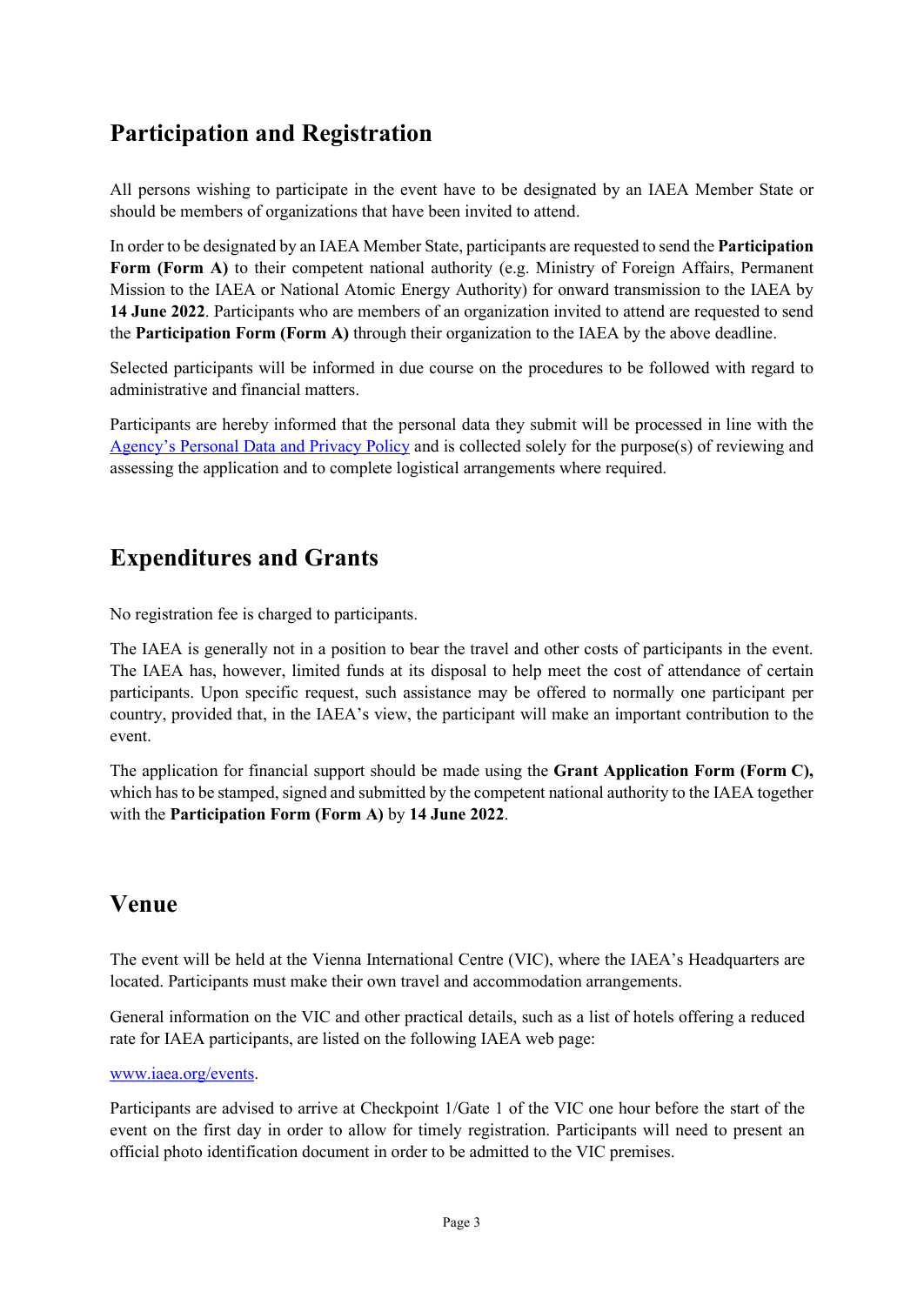## Participation and Registration

All persons wishing to participate in the event have to be designated by an IAEA Member State or should be members of organizations that have been invited to attend.

In order to be designated by an IAEA Member State, participants are requested to send the **Participation Form (Form A)** to their competent national authority (e.g. Ministry of Foreign Affairs, Permanent Mission to the IAEA or National Atomic Energy Authority) for onward transmission to the IAEA by **14 June 2022**. Participants who are members of an organization invited to attend are requested to send the **Participation Form (Form A)** through their organization to the IAEA by the above deadline.

Selected participants will be informed in due course on the procedures to be followed with regard to administrative and financial matters.

Participants are hereby informed that the personal data they submit will be processed in line with the [Agency's Personal Data and Privacy Policy] and is collected solely for the purpose(s) of reviewing and assessing the application and to complete logistical arrangements where required.

## Expenditures and Grants

No registration fee is charged to participants.

The IAEA is generally not in a position to bear the travel and other costs of participants in the event. The IAEA has, however, limited funds at its disposal to help meet the cost of attendance of certain participants. Upon specific request, such assistance may be offered to normally one participant per country, provided that, in the IAEA's view, the participant will make an important contribution to the event.

The application for financial support should be made using the **Grant Application Form (Form C),** which has to be stamped, signed and submitted by the competent national authority to the IAEA together with the **Participation Form (Form A)** by **14 June 2022**.

## Venue

The event will be held at the Vienna International Centre (VIC), where the IAEA's Headquarters are located. Participants must make their own travel and accommodation arrangements.

General information on the VIC and other practical details, such as a list of hotels offering a reduced rate for IAEA participants, are listed on the following IAEA web page:

www.iaea.org/events.

Participants are advised to arrive at Checkpoint 1/Gate 1 of the VIC one hour before the start of the event on the first day in order to allow for timely registration. Participants will need to present an official photo identification document in order to be admitted to the VIC premises.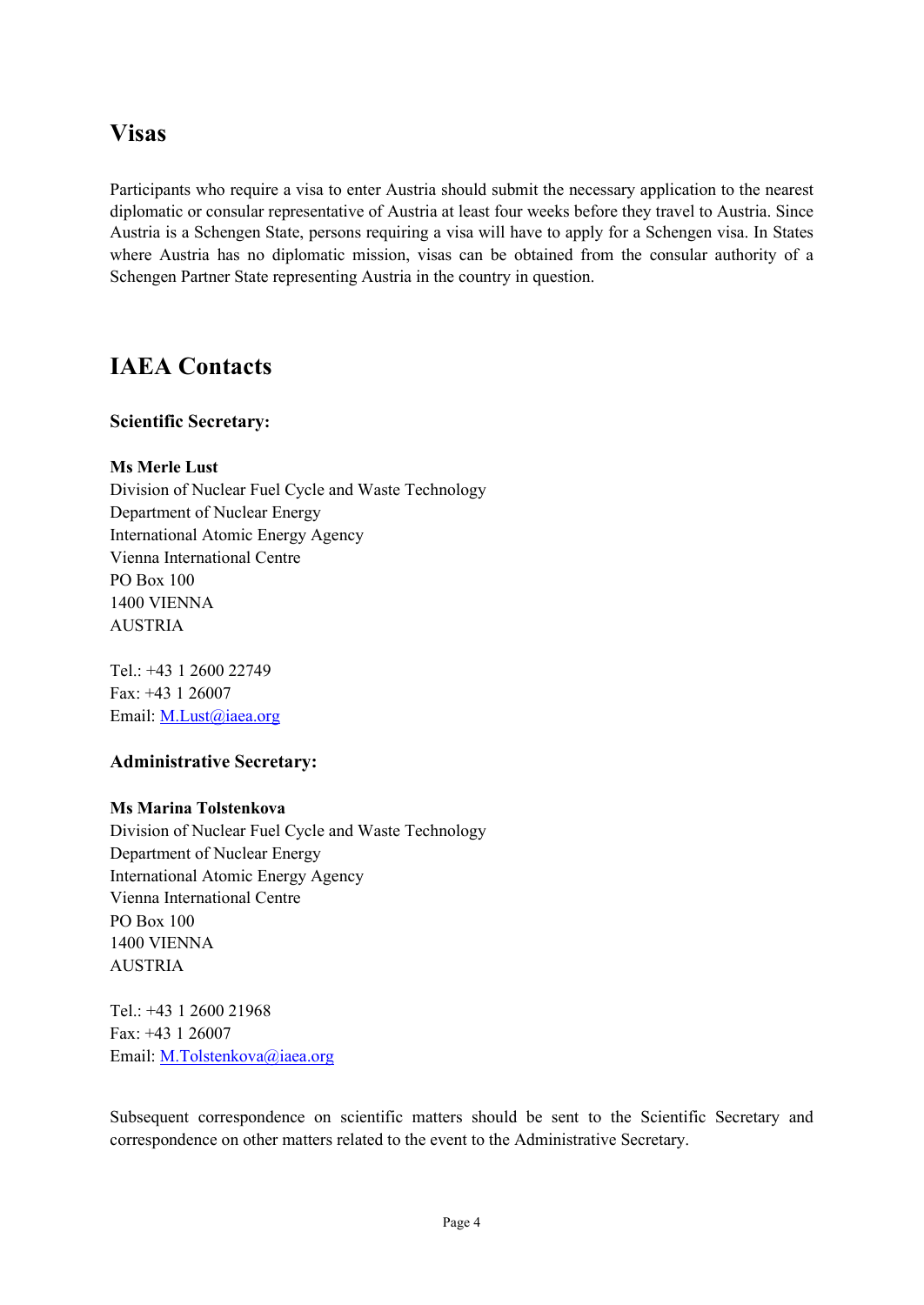## Visas

Participants who require a visa to enter Austria should submit the necessary application to the nearest diplomatic or consular representative of Austria at least four weeks before they travel to Austria. Since Austria is a Schengen State, persons requiring a visa will have to apply for a Schengen visa. In States where Austria has no diplomatic mission, visas can be obtained from the consular authority of a Schengen Partner State representing Austria in the country in question.

## IAEA Contacts

### Scientific Secretary:

**Ms Merle Lust**
Division of Nuclear Fuel Cycle and Waste Technology
Department of Nuclear Energy
International Atomic Energy Agency
Vienna International Centre
PO Box 100
1400 VIENNA
AUSTRIA

Tel.: +43 1 2600 22749
Fax: +43 1 26007
Email: M.Lust@iaea.org

### Administrative Secretary:

**Ms Marina Tolstenkova**
Division of Nuclear Fuel Cycle and Waste Technology
Department of Nuclear Energy
International Atomic Energy Agency
Vienna International Centre
PO Box 100
1400 VIENNA
AUSTRIA

Tel.: +43 1 2600 21968
Fax: +43 1 26007
Email: M.Tolstenkova@iaea.org

Subsequent correspondence on scientific matters should be sent to the Scientific Secretary and correspondence on other matters related to the event to the Administrative Secretary.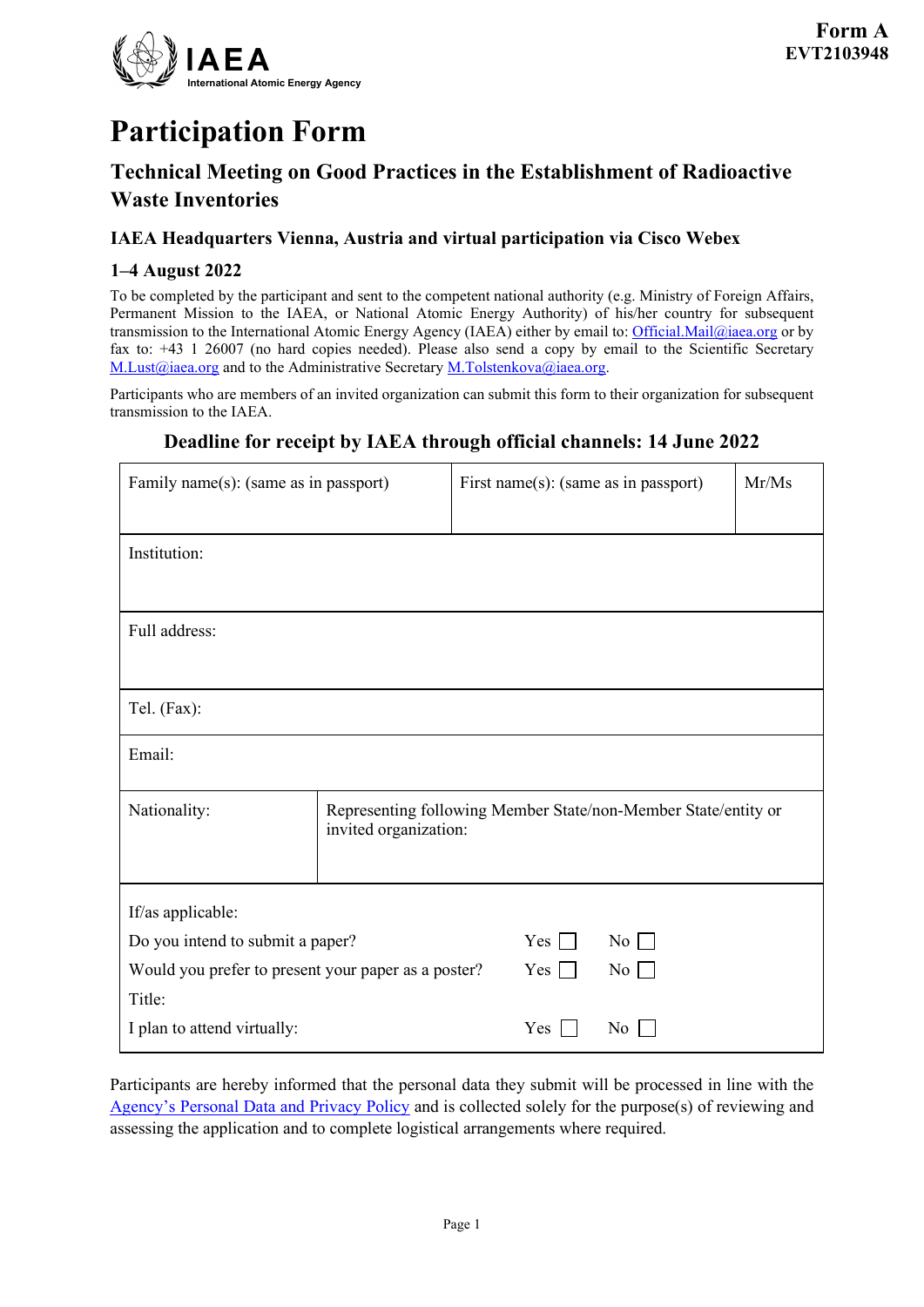**Form A**
**EVT2103948**

# Participation Form

## Technical Meeting on Good Practices in the Establishment of Radioactive Waste Inventories

### IAEA Headquarters Vienna, Austria and virtual participation via Cisco Webex

### 1–4 August 2022

To be completed by the participant and sent to the competent national authority (e.g. Ministry of Foreign Affairs, Permanent Mission to the IAEA, or National Atomic Energy Authority) of his/her country for subsequent transmission to the International Atomic Energy Agency (IAEA) either by email to: Official.Mail@iaea.org or by fax to: +43 1 26007 (no hard copies needed). Please also send a copy by email to the Scientific Secretary M.Lust@iaea.org and to the Administrative Secretary M.Tolstenkova@iaea.org.

Participants who are members of an invited organization can submit this form to their organization for subsequent transmission to the IAEA.

**Deadline for receipt by IAEA through official channels: 14 June 2022**

| Family name(s): (same as in passport) | First name(s): (same as in passport) | Mr/Ms |
|---|---|---|
| Institution: | | |
| Full address: | | |
| Tel. (Fax): | | |
| Email: | | |
| Nationality: | Representing following Member State/non-Member State/entity or invited organization: | |

If/as applicable:

| | | |
|---|---|---|
| Do you intend to submit a paper? | Yes ☐ | No ☐ |
| Would you prefer to present your paper as a poster? | Yes ☐ | No ☐ |
| Title: | | |
| I plan to attend virtually: | Yes ☐ | No ☐ |

Participants are hereby informed that the personal data they submit will be processed in line with the Agency's Personal Data and Privacy Policy and is collected solely for the purpose(s) of reviewing and assessing the application and to complete logistical arrangements where required.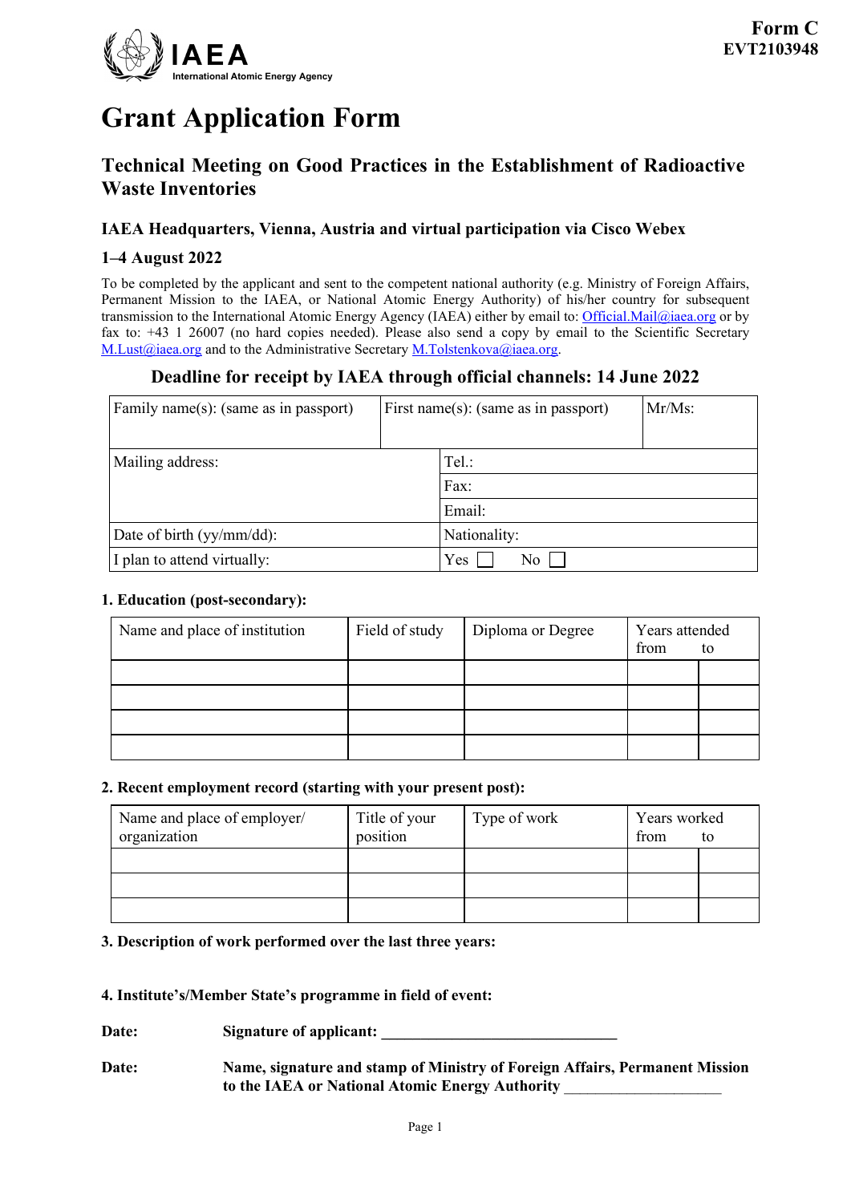IAEA
International Atomic Energy Agency

**Form C**
**EVT2103948**

# Grant Application Form

## Technical Meeting on Good Practices in the Establishment of Radioactive Waste Inventories

### IAEA Headquarters, Vienna, Austria and virtual participation via Cisco Webex

### 1–4 August 2022

To be completed by the applicant and sent to the competent national authority (e.g. Ministry of Foreign Affairs, Permanent Mission to the IAEA, or National Atomic Energy Authority) of his/her country for subsequent transmission to the International Atomic Energy Agency (IAEA) either by email to: Official.Mail@iaea.org or by fax to: +43 1 26007 (no hard copies needed). Please also send a copy by email to the Scientific Secretary M.Lust@iaea.org and to the Administrative Secretary M.Tolstenkova@iaea.org.

### Deadline for receipt by IAEA through official channels: 14 June 2022

| | | |
|---|---|---|
| Family name(s): (same as in passport) | First name(s): (same as in passport) | Mr/Ms: |
| Mailing address: | Tel.: | |
| | Fax: | |
| | Email: | |
| Date of birth (yy/mm/dd): | Nationality: | |
| I plan to attend virtually: | Yes ☐ No ☐ | |

**1. Education (post-secondary):**

| Name and place of institution | Field of study | Diploma or Degree | Years attended from | to |
|---|---|---|---|---|
| | | | | |
| | | | | |
| | | | | |
| | | | | |

**2. Recent employment record (starting with your present post):**

| Name and place of employer/ organization | Title of your position | Type of work | Years worked from | to |
|---|---|---|---|---|
| | | | | |
| | | | | |
| | | | | |

**3. Description of work performed over the last three years:**

**4. Institute's/Member State's programme in field of event:**

**Date:** **Signature of applicant:** ______________________________

**Date:** **Name, signature and stamp of Ministry of Foreign Affairs, Permanent Mission to the IAEA or National Atomic Energy Authority** ____________________